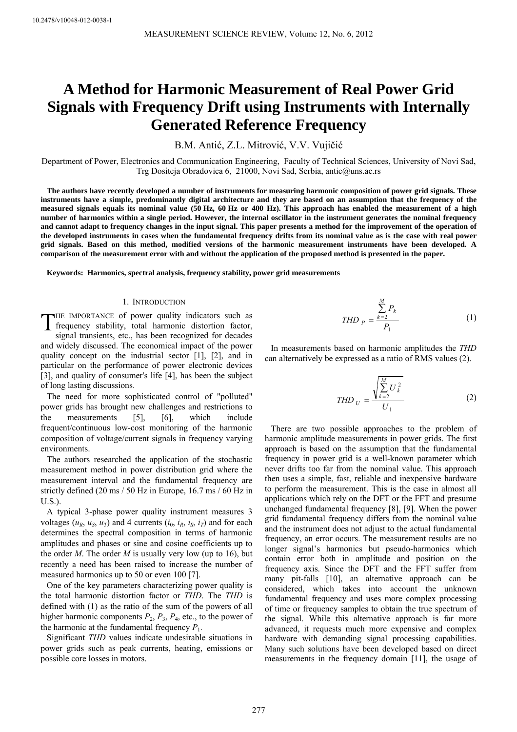10.2478/v10048-012-0038-1

# A Method for Harmonic Measurement of Real Power Grid Signals with Frequency Drift using Instruments with Internally Generated Reference Frequency

B.M. Antić, Z.L. Mitrović, V.V. Vujičić

Department of Power, Electronics and Communication Engineering, Faculty of Technical Sciences, University of Novi Sad, Trg Dositeja Obradovica 6, 21000, Novi Sad, Serbia, antic@uns.ac.rs

**The authors have recently developed a number of instruments for measuring harmonic composition of power grid signals. These instruments have a simple, predominantly digital architecture and they are based on an assumption that the frequency of the measured signals equals its nominal value (50 Hz, 60 Hz or 400 Hz). This approach has enabled the measurement of a high number of harmonics within a single period. However, the internal oscillator in the instrument generates the nominal frequency and cannot adapt to frequency changes in the input signal. This paper presents a method for the improvement of the operation of the developed instruments in cases when the fundamental frequency drifts from its nominal value as is the case with real power grid signals. Based on this method, modified versions of the harmonic measurement instruments have been developed. A comparison of the measurement error with and without the application of the proposed method is presented in the paper.**

**Keywords: Harmonics, spectral analysis, frequency stability, power grid measurements**

## 1. Introduction

The importance of power quality indicators such as frequency stability, total harmonic distortion factor, signal transients, etc., has been recognized for decades and widely discussed. The economical impact of the power quality concept on the industrial sector [1], [2], and in particular on the performance of power electronic devices [3], and quality of consumer's life [4], has been the subject of long lasting discussions.

The need for more sophisticated control of "polluted" power grids has brought new challenges and restrictions to the measurements [5], [6], which include frequent/continuous low-cost monitoring of the harmonic composition of voltage/current signals in frequency varying environments.

The authors researched the application of the stochastic measurement method in power distribution grid where the measurement interval and the fundamental frequency are strictly defined (20 ms / 50 Hz in Europe, 16.7 ms / 60 Hz in U.S.).

A typical 3-phase power quality instrument measures 3 voltages ($u_R$, $u_S$, $u_T$) and 4 currents ($i_0$, $i_R$, $i_S$, $i_T$) and for each determines the spectral composition in terms of harmonic amplitudes and phases or sine and cosine coefficients up to the order *M*. The order *M* is usually very low (up to 16), but recently a need has been raised to increase the number of measured harmonics up to 50 or even 100 [7].

One of the key parameters characterizing power quality is the total harmonic distortion factor or *THD*. The *THD* is defined with (1) as the ratio of the sum of the powers of all higher harmonic components $P_2$, $P_3$, $P_4$, etc., to the power of the harmonic at the fundamental frequency $P_1$.

Significant *THD* values indicate undesirable situations in power grids such as peak currents, heating, emissions or possible core losses in motors.

$$THD_P = \frac{\sum_{k=2}^{M} P_k}{P_1} \tag{1}$$

In measurements based on harmonic amplitudes the *THD* can alternatively be expressed as a ratio of RMS values (2).

$$THD_U = \frac{\sqrt{\sum_{k=2}^{M} U_k^2}}{U_1} \tag{2}$$

There are two possible approaches to the problem of harmonic amplitude measurements in power grids. The first approach is based on the assumption that the fundamental frequency in power grid is a well-known parameter which never drifts too far from the nominal value. This approach then uses a simple, fast, reliable and inexpensive hardware to perform the measurement. This is the case in almost all applications which rely on the DFT or the FFT and presume unchanged fundamental frequency [8], [9]. When the power grid fundamental frequency differs from the nominal value and the instrument does not adjust to the actual fundamental frequency, an error occurs. The measurement results are no longer signal's harmonics but pseudo-harmonics which contain error both in amplitude and position on the frequency axis. Since the DFT and the FFT suffer from many pit-falls [10], an alternative approach can be considered, which takes into account the unknown fundamental frequency and uses more complex processing of time or frequency samples to obtain the true spectrum of the signal. While this alternative approach is far more advanced, it requests much more expensive and complex hardware with demanding signal processing capabilities. Many such solutions have been developed based on direct measurements in the frequency domain [11], the usage of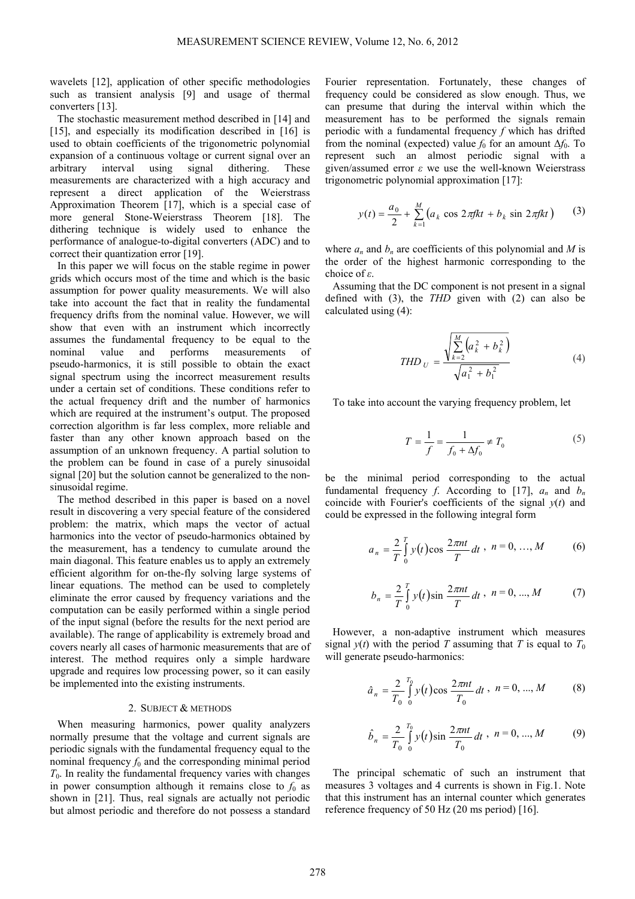wavelets [12], application of other specific methodologies such as transient analysis [9] and usage of thermal converters [13].

The stochastic measurement method described in [14] and [15], and especially its modification described in [16] is used to obtain coefficients of the trigonometric polynomial expansion of a continuous voltage or current signal over an arbitrary interval using signal dithering. These measurements are characterized with a high accuracy and represent a direct application of the Weierstrass Approximation Theorem [17], which is a special case of more general Stone-Weierstrass Theorem [18]. The dithering technique is widely used to enhance the performance of analogue-to-digital converters (ADC) and to correct their quantization error [19].

In this paper we will focus on the stable regime in power grids which occurs most of the time and which is the basic assumption for power quality measurements. We will also take into account the fact that in reality the fundamental frequency drifts from the nominal value. However, we will show that even with an instrument which incorrectly assumes the fundamental frequency to be equal to the nominal value and performs measurements of pseudo-harmonics, it is still possible to obtain the exact signal spectrum using the incorrect measurement results under a certain set of conditions. These conditions refer to the actual frequency drift and the number of harmonics which are required at the instrument's output. The proposed correction algorithm is far less complex, more reliable and faster than any other known approach based on the assumption of an unknown frequency. A partial solution to the problem can be found in case of a purely sinusoidal signal [20] but the solution cannot be generalized to the non-sinusoidal regime.

The method described in this paper is based on a novel result in discovering a very special feature of the considered problem: the matrix, which maps the vector of actual harmonics into the vector of pseudo-harmonics obtained by the measurement, has a tendency to cumulate around the main diagonal. This feature enables us to apply an extremely efficient algorithm for on-the-fly solving large systems of linear equations. The method can be used to completely eliminate the error caused by frequency variations and the computation can be easily performed within a single period of the input signal (before the results for the next period are available). The range of applicability is extremely broad and covers nearly all cases of harmonic measurements that are of interest. The method requires only a simple hardware upgrade and requires low processing power, so it can easily be implemented into the existing instruments.

## 2. Subject & methods

When measuring harmonics, power quality analyzers normally presume that the voltage and current signals are periodic signals with the fundamental frequency equal to the nominal frequency $f_0$ and the corresponding minimal period $T_0$. In reality the fundamental frequency varies with changes in power consumption although it remains close to $f_0$ as shown in [21]. Thus, real signals are actually not periodic but almost periodic and therefore do not possess a standard Fourier representation. Fortunately, these changes of frequency could be considered as slow enough. Thus, we can presume that during the interval within which the measurement has to be performed the signals remain periodic with a fundamental frequency $f$ which has drifted from the nominal (expected) value $f_0$ for an amount $\Delta f_0$. To represent such an almost periodic signal with a given/assumed error $\varepsilon$ we use the well-known Weierstrass trigonometric polynomial approximation [17]:

$$y(t) = \frac{a_0}{2} + \sum_{k=1}^{M} \left( a_k \cos 2\pi fkt + b_k \sin 2\pi fkt \right) \tag{3}$$

where $a_n$ and $b_n$ are coefficients of this polynomial and $M$ is the order of the highest harmonic corresponding to the choice of $\varepsilon$.

Assuming that the DC component is not present in a signal defined with (3), the $THD$ given with (2) can also be calculated using (4):

$$THD_U = \frac{\sqrt{\sum_{k=2}^{M} \left( a_k^2 + b_k^2 \right)}}{\sqrt{a_1^2 + b_1^2}} \tag{4}$$

To take into account the varying frequency problem, let

$$T = \frac{1}{f} = \frac{1}{f_0 + \Delta f_0} \neq T_0 \tag{5}$$

be the minimal period corresponding to the actual fundamental frequency $f$. According to [17], $a_n$ and $b_n$ coincide with Fourier's coefficients of the signal $y(t)$ and could be expressed in the following integral form

$$a_n = \frac{2}{T} \int_0^T y(t) \cos \frac{2\pi nt}{T} dt, \quad n = 0, \ldots, M \tag{6}$$

$$b_n = \frac{2}{T} \int_0^T y(t) \sin \frac{2\pi nt}{T} dt, \quad n = 0, ..., M \tag{7}$$

However, a non-adaptive instrument which measures signal $y(t)$ with the period $T$ assuming that $T$ is equal to $T_0$ will generate pseudo-harmonics:

$$\hat{a}_n = \frac{2}{T_0} \int_0^{T_0} y(t) \cos \frac{2\pi nt}{T_0} dt, \quad n = 0, ..., M \tag{8}$$

$$\hat{b}_n = \frac{2}{T_0} \int_0^{T_0} y(t) \sin \frac{2\pi nt}{T_0} dt, \quad n = 0, ..., M \tag{9}$$

The principal schematic of such an instrument that measures 3 voltages and 4 currents is shown in Fig.1. Note that this instrument has an internal counter which generates reference frequency of 50 Hz (20 ms period) [16].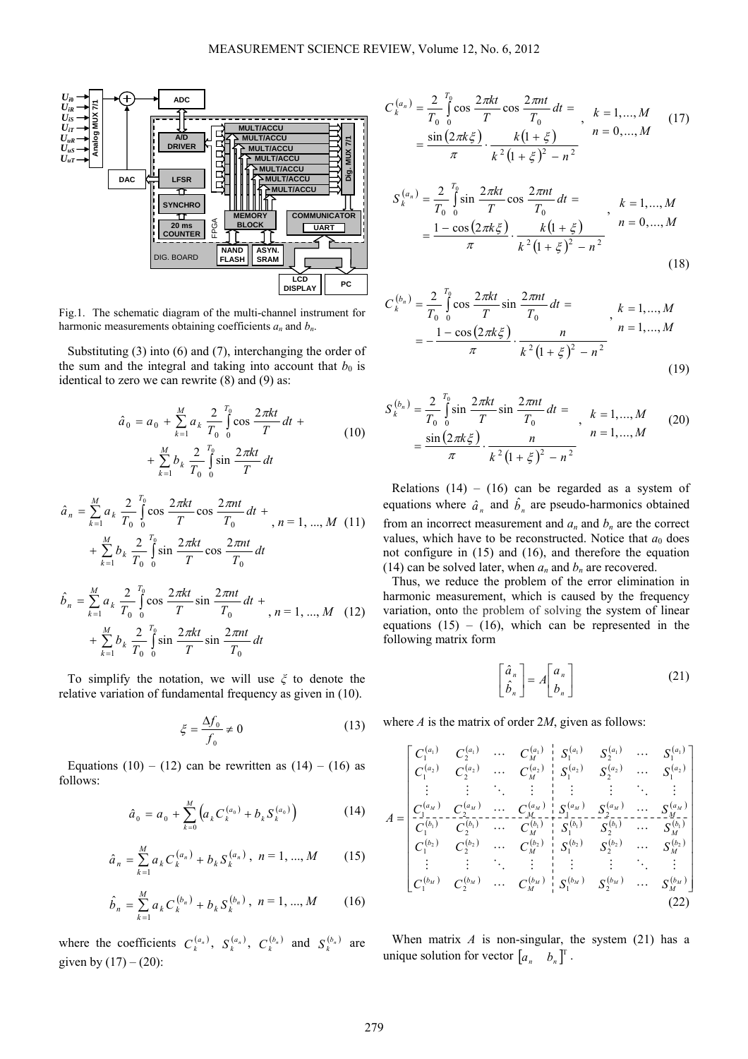Fig.1. The schematic diagram of the multi-channel instrument for harmonic measurements obtaining coefficients $a_n$ and $b_n$.

Substituting (3) into (6) and (7), interchanging the order of the sum and the integral and taking into account that $b_0$ is identical to zero we can rewrite (8) and (9) as:

$$\hat{a}_0 = a_0 + \sum_{k=1}^{M} a_k \frac{2}{T_0} \int_0^{T_0} \cos\frac{2\pi kt}{T} dt + \sum_{k=1}^{M} b_k \frac{2}{T_0} \int_0^{T_0} \sin\frac{2\pi kt}{T} dt \tag{10}$$

$$\hat{a}_n = \sum_{k=1}^{M} a_k \frac{2}{T_0} \int_0^{T_0} \cos\frac{2\pi kt}{T} \cos\frac{2\pi nt}{T_0} dt + \sum_{k=1}^{M} b_k \frac{2}{T_0} \int_0^{T_0} \sin\frac{2\pi kt}{T} \cos\frac{2\pi nt}{T_0} dt, \quad n = 1, ..., M \tag{11}$$

$$\hat{b}_n = \sum_{k=1}^{M} a_k \frac{2}{T_0} \int_0^{T_0} \cos\frac{2\pi kt}{T} \sin\frac{2\pi nt}{T_0} dt + \sum_{k=1}^{M} b_k \frac{2}{T_0} \int_0^{T_0} \sin\frac{2\pi kt}{T} \sin\frac{2\pi nt}{T_0} dt, \quad n = 1, ..., M \tag{12}$$

To simplify the notation, we will use $\xi$ to denote the relative variation of fundamental frequency as given in (10).

$$\xi = \frac{\Delta f_0}{f_0} \neq 0 \tag{13}$$

Equations (10) – (12) can be rewritten as (14) – (16) as follows:

$$\hat{a}_0 = a_0 + \sum_{k=0}^{M} \left( a_k C_k^{(a_0)} + b_k S_k^{(a_0)} \right) \tag{14}$$

$$\hat{a}_n = \sum_{k=1}^{M} a_k C_k^{(a_n)} + b_k S_k^{(a_n)}, \quad n = 1, ..., M \tag{15}$$

$$\hat{b}_n = \sum_{k=1}^{M} a_k C_k^{(b_n)} + b_k S_k^{(b_n)}, \quad n = 1, ..., M \tag{16}$$

where the coefficients $C_k^{(a_n)}$, $S_k^{(a_n)}$, $C_k^{(b_n)}$ and $S_k^{(b_n)}$ are given by (17) – (20):

$$C_k^{(a_n)} = \frac{2}{T_0} \int_0^{T_0} \cos\frac{2\pi kt}{T} \cos\frac{2\pi nt}{T_0} dt = \frac{\sin(2\pi k\xi)}{\pi} \cdot \frac{k(1+\xi)}{k^2(1+\xi)^2 - n^2}, \quad k = 1, ..., M, \; n = 0, ..., M \tag{17}$$

$$S_k^{(a_n)} = \frac{2}{T_0} \int_0^{T_0} \sin\frac{2\pi kt}{T} \cos\frac{2\pi nt}{T_0} dt = \frac{1 - \cos(2\pi k\xi)}{\pi} \cdot \frac{k(1+\xi)}{k^2(1+\xi)^2 - n^2}, \quad k = 1, ..., M, \; n = 0, ..., M \tag{18}$$

$$C_k^{(b_n)} = \frac{2}{T_0} \int_0^{T_0} \cos\frac{2\pi kt}{T} \sin\frac{2\pi nt}{T_0} dt = -\frac{1 - \cos(2\pi k\xi)}{\pi} \cdot \frac{n}{k^2(1+\xi)^2 - n^2}, \quad k = 1, ..., M, \; n = 1, ..., M \tag{19}$$

$$S_k^{(b_n)} = \frac{2}{T_0} \int_0^{T_0} \sin\frac{2\pi kt}{T} \sin\frac{2\pi nt}{T_0} dt = \frac{\sin(2\pi k\xi)}{\pi} \cdot \frac{n}{k^2(1+\xi)^2 - n^2}, \quad k = 1, ..., M, \; n = 1, ..., M \tag{20}$$

Relations (14) – (16) can be regarded as a system of equations where $\hat{a}_n$ and $\hat{b}_n$ are pseudo-harmonics obtained from an incorrect measurement and $a_n$ and $b_n$ are the correct values, which have to be reconstructed. Notice that $a_0$ does not configure in (15) and (16), and therefore the equation (14) can be solved later, when $a_n$ and $b_n$ are recovered.

Thus, we reduce the problem of the error elimination in harmonic measurement, which is caused by the frequency variation, onto the problem of solving the system of linear equations (15) – (16), which can be represented in the following matrix form

$$\begin{bmatrix} \hat{a}_n \\ \hat{b}_n \end{bmatrix} = A \begin{bmatrix} a_n \\ b_n \end{bmatrix} \tag{21}$$

where $A$ is the matrix of order $2M$, given as follows:

$$A = \left[\begin{array}{cccc|cccc} C_1^{(a_1)} & C_2^{(a_1)} & \cdots & C_M^{(a_1)} & S_1^{(a_1)} & S_2^{(a_1)} & \cdots & S_1^{(a_1)} \\ C_1^{(a_2)} & C_2^{(a_2)} & \cdots & C_M^{(a_2)} & S_1^{(a_2)} & S_2^{(a_2)} & \cdots & S_1^{(a_2)} \\ \vdots & \vdots & \ddots & \vdots & \vdots & \vdots & \ddots & \vdots \\ C_1^{(a_M)} & C_2^{(a_M)} & \cdots & C_M^{(a_M)} & S_1^{(a_M)} & S_2^{(a_M)} & \cdots & S_M^{(a_M)} \\ \hline C_1^{(b_1)} & C_2^{(b_1)} & \cdots & C_M^{(b_1)} & S_1^{(b_1)} & S_2^{(b_1)} & \cdots & S_M^{(b_1)} \\ C_1^{(b_2)} & C_2^{(b_2)} & \cdots & C_M^{(b_2)} & S_1^{(b_2)} & S_2^{(b_2)} & \cdots & S_M^{(b_2)} \\ \vdots & \vdots & \ddots & \vdots & \vdots & \vdots & \ddots & \vdots \\ C_1^{(b_M)} & C_2^{(b_M)} & \cdots & C_M^{(b_M)} & S_1^{(b_M)} & S_2^{(b_M)} & \cdots & S_M^{(b_M)} \end{array}\right] \tag{22}$$

When matrix $A$ is non-singular, the system (21) has a unique solution for vector $\begin{bmatrix} a_n & b_n \end{bmatrix}^T$.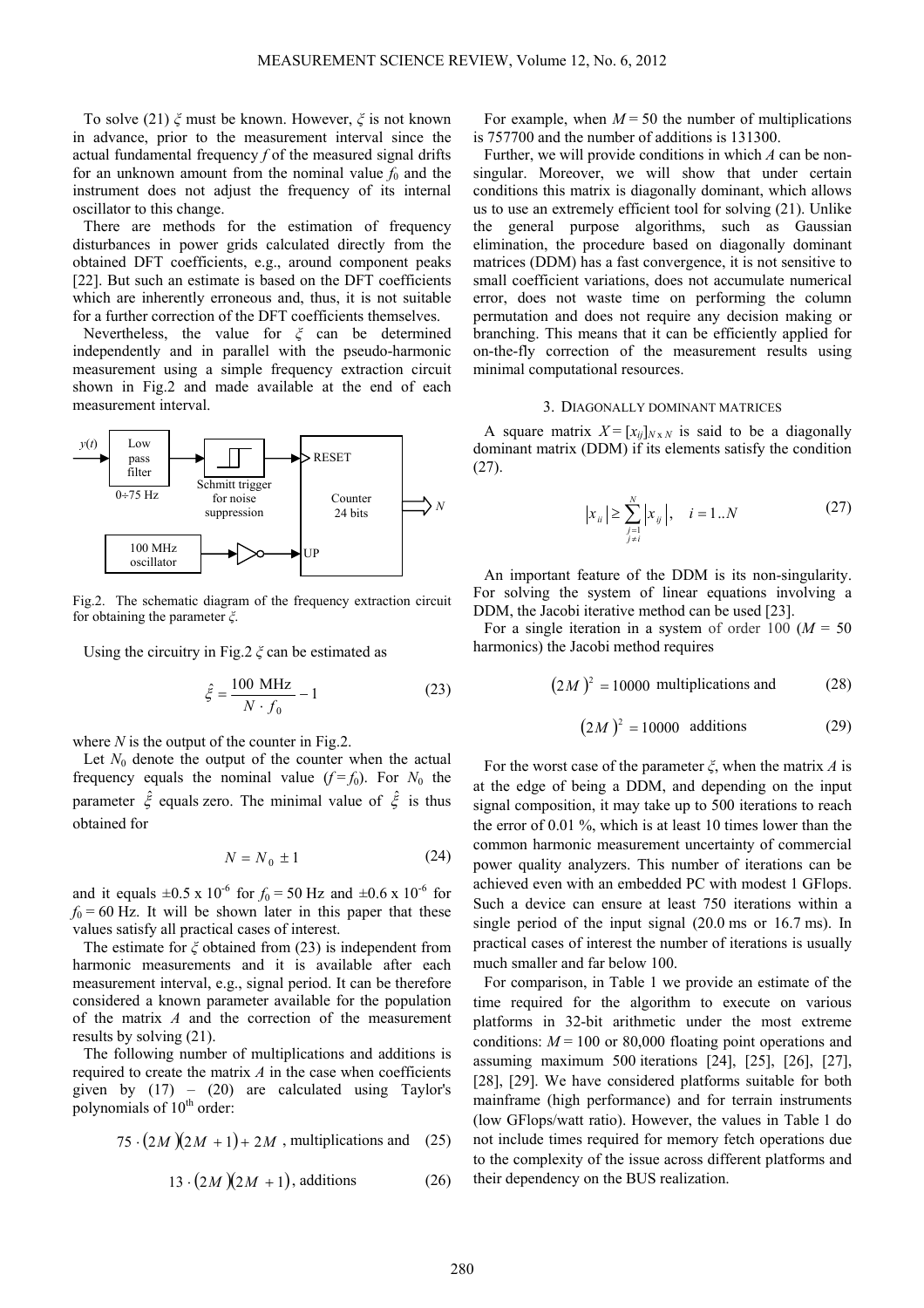To solve (21) $\xi$ must be known. However, $\xi$ is not known in advance, prior to the measurement interval since the actual fundamental frequency $f$ of the measured signal drifts for an unknown amount from the nominal value $f_0$ and the instrument does not adjust the frequency of its internal oscillator to this change.

There are methods for the estimation of frequency disturbances in power grids calculated directly from the obtained DFT coefficients, e.g., around component peaks [22]. But such an estimate is based on the DFT coefficients which are inherently erroneous and, thus, it is not suitable for a further correction of the DFT coefficients themselves.

Nevertheless, the value for $\xi$ can be determined independently and in parallel with the pseudo-harmonic measurement using a simple frequency extraction circuit shown in Fig.2 and made available at the end of each measurement interval.

Fig.2. The schematic diagram of the frequency extraction circuit for obtaining the parameter $\xi$.

Using the circuitry in Fig.2 $\xi$ can be estimated as

$$\hat{\xi} = \frac{100 \text{ MHz}}{N \cdot f_0} - 1 \tag{23}$$

where $N$ is the output of the counter in Fig.2.

Let $N_0$ denote the output of the counter when the actual frequency equals the nominal value ($f = f_0$). For $N_0$ the parameter $\hat{\xi}$ equals zero. The minimal value of $\hat{\xi}$ is thus obtained for

$$N = N_0 \pm 1 \tag{24}$$

and it equals $\pm 0.5 \times 10^{-6}$ for $f_0 = 50$ Hz and $\pm 0.6 \times 10^{-6}$ for $f_0 = 60$ Hz. It will be shown later in this paper that these values satisfy all practical cases of interest.

The estimate for $\xi$ obtained from (23) is independent from harmonic measurements and it is available after each measurement interval, e.g., signal period. It can be therefore considered a known parameter available for the population of the matrix $A$ and the correction of the measurement results by solving (21).

The following number of multiplications and additions is required to create the matrix $A$ in the case when coefficients given by (17) – (20) are calculated using Taylor's polynomials of 10[th] order:

$$75 \cdot (2M)(2M+1) + 2M \text{ , multiplications and} \tag{25}$$

$$13 \cdot (2M)(2M+1) \text{, additions} \tag{26}$$

For example, when $M = 50$ the number of multiplications is 757700 and the number of additions is 131300.

Further, we will provide conditions in which $A$ can be non-singular. Moreover, we will show that under certain conditions this matrix is diagonally dominant, which allows us to use an extremely efficient tool for solving (21). Unlike the general purpose algorithms, such as Gaussian elimination, the procedure based on diagonally dominant matrices (DDM) has a fast convergence, it is not sensitive to small coefficient variations, does not accumulate numerical error, does not waste time on performing the column permutation and does not require any decision making or branching. This means that it can be efficiently applied for on-the-fly correction of the measurement results using minimal computational resources.

## 3. Diagonally dominant matrices

A square matrix $X = [x_{ij}]_{N \times N}$ is said to be a diagonally dominant matrix (DDM) if its elements satisfy the condition (27).

$$|x_{ii}| \geq \sum_{\substack{j=1 \\ j \neq i}}^{N} |x_{ij}|, \quad i = 1..N \tag{27}$$

An important feature of the DDM is its non-singularity. For solving the system of linear equations involving a DDM, the Jacobi iterative method can be used [23].

For a single iteration in a system of order 100 ($M$ = 50 harmonics) the Jacobi method requires

$$(2M)^2 = 10000 \text{ multiplications and} \tag{28}$$

$$(2M)^2 = 10000 \text{ additions} \tag{29}$$

For the worst case of the parameter $\xi$, when the matrix $A$ is at the edge of being a DDM, and depending on the input signal composition, it may take up to 500 iterations to reach the error of 0.01 %, which is at least 10 times lower than the common harmonic measurement uncertainty of commercial power quality analyzers. This number of iterations can be achieved even with an embedded PC with modest 1 GFlops. Such a device can ensure at least 750 iterations within a single period of the input signal (20.0 ms or 16.7 ms). In practical cases of interest the number of iterations is usually much smaller and far below 100.

For comparison, in Table 1 we provide an estimate of the time required for the algorithm to execute on various platforms in 32-bit arithmetic under the most extreme conditions: $M$ = 100 or 80,000 floating point operations and assuming maximum 500 iterations [24], [25], [26], [27], [28], [29]. We have considered platforms suitable for both mainframe (high performance) and for terrain instruments (low GFlops/watt ratio). However, the values in Table 1 do not include times required for memory fetch operations due to the complexity of the issue across different platforms and their dependency on the BUS realization.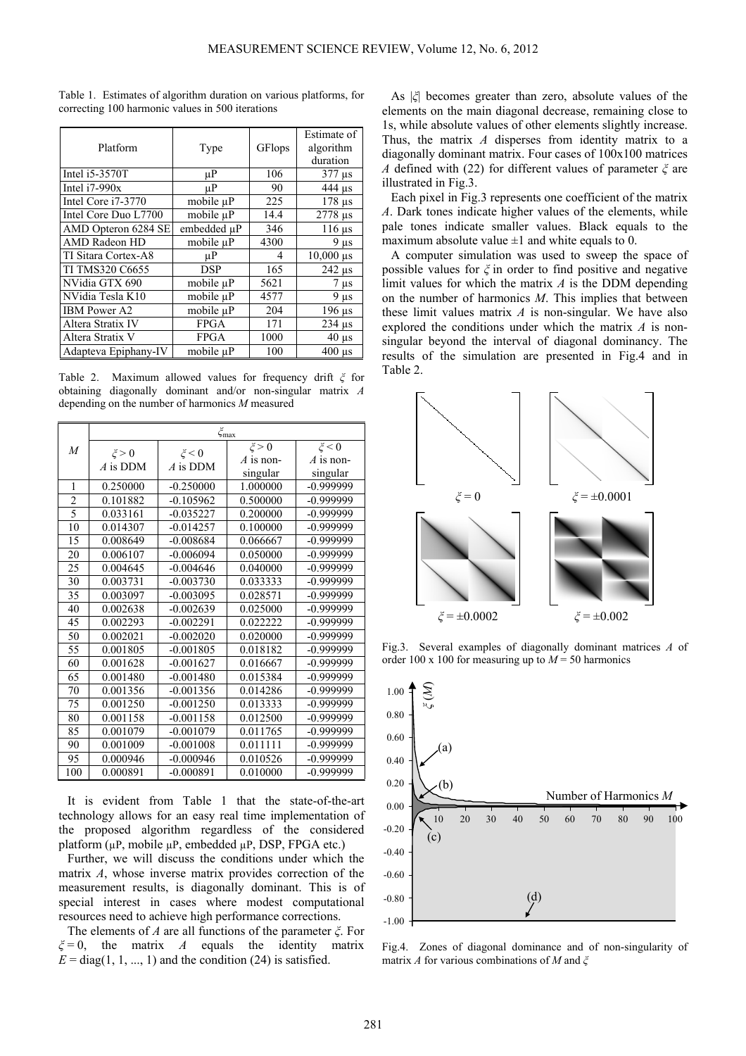Table 1. Estimates of algorithm duration on various platforms, for correcting 100 harmonic values in 500 iterations

| Platform | Type | GFlops | Estimate of algorithm duration |
|---|---|---|---|
| Intel i5-3570T | μP | 106 | 377 μs |
| Intel i7-990x | μP | 90 | 444 μs |
| Intel Core i7-3770 | mobile μP | 225 | 178 μs |
| Intel Core Duo L7700 | mobile μP | 14.4 | 2778 μs |
| AMD Opteron 6284 SE | embedded μP | 346 | 116 μs |
| AMD Radeon HD | mobile μP | 4300 | 9 μs |
| TI Sitara Cortex-A8 | μP | 4 | 10,000 μs |
| TI TMS320 C6655 | DSP | 165 | 242 μs |
| NVidia GTX 690 | mobile μP | 5621 | 7 μs |
| NVidia Tesla K10 | mobile μP | 4577 | 9 μs |
| IBM Power A2 | mobile μP | 204 | 196 μs |
| Altera Stratix IV | FPGA | 171 | 234 μs |
| Altera Stratix V | FPGA | 1000 | 40 μs |
| Adapteva Epiphany-IV | mobile μP | 100 | 400 μs |

Table 2. Maximum allowed values for frequency drift $\xi$ for obtaining diagonally dominant and/or non-singular matrix $A$ depending on the number of harmonics $M$ measured

| $M$ | $\xi_{max}$ | | | |
|---|---|---|---|---|
| | $\xi > 0$ $A$ is DDM | $\xi < 0$ $A$ is DDM | $\xi > 0$ $A$ is non-singular | $\xi < 0$ $A$ is non-singular |
| 1 | 0.250000 | -0.250000 | 1.000000 | -0.999999 |
| 2 | 0.101882 | -0.105962 | 0.500000 | -0.999999 |
| 5 | 0.033161 | -0.035227 | 0.200000 | -0.999999 |
| 10 | 0.014307 | -0.014257 | 0.100000 | -0.999999 |
| 15 | 0.008649 | -0.008684 | 0.066667 | -0.999999 |
| 20 | 0.006107 | -0.006094 | 0.050000 | -0.999999 |
| 25 | 0.004645 | -0.004646 | 0.040000 | -0.999999 |
| 30 | 0.003731 | -0.003730 | 0.033333 | -0.999999 |
| 35 | 0.003097 | -0.003095 | 0.028571 | -0.999999 |
| 40 | 0.002638 | -0.002639 | 0.025000 | -0.999999 |
| 45 | 0.002293 | -0.002291 | 0.022222 | -0.999999 |
| 50 | 0.002021 | -0.002020 | 0.020000 | -0.999999 |
| 55 | 0.001805 | -0.001805 | 0.018182 | -0.999999 |
| 60 | 0.001628 | -0.001627 | 0.016667 | -0.999999 |
| 65 | 0.001480 | -0.001480 | 0.015384 | -0.999999 |
| 70 | 0.001356 | -0.001356 | 0.014286 | -0.999999 |
| 75 | 0.001250 | -0.001250 | 0.013333 | -0.999999 |
| 80 | 0.001158 | -0.001158 | 0.012500 | -0.999999 |
| 85 | 0.001079 | -0.001079 | 0.011765 | -0.999999 |
| 90 | 0.001009 | -0.001008 | 0.011111 | -0.999999 |
| 95 | 0.000946 | -0.000946 | 0.010526 | -0.999999 |
| 100 | 0.000891 | -0.000891 | 0.010000 | -0.999999 |

It is evident from Table 1 that the state-of-the-art technology allows for an easy real time implementation of the proposed algorithm regardless of the considered platform (μP, mobile μP, embedded μP, DSP, FPGA etc.)

Further, we will discuss the conditions under which the matrix $A$, whose inverse matrix provides correction of the measurement results, is diagonally dominant. This is of special interest in cases where modest computational resources need to achieve high performance corrections.

The elements of $A$ are all functions of the parameter $\xi$. For $\xi = 0$, the matrix $A$ equals the identity matrix $E = \text{diag}(1, 1, ..., 1)$ and the condition (24) is satisfied.

As $|\xi|$ becomes greater than zero, absolute values of the elements on the main diagonal decrease, remaining close to 1s, while absolute values of other elements slightly increase. Thus, the matrix $A$ disperses from identity matrix to a diagonally dominant matrix. Four cases of 100x100 matrices $A$ defined with (22) for different values of parameter $\xi$ are illustrated in Fig.3.

Each pixel in Fig.3 represents one coefficient of the matrix $A$. Dark tones indicate higher values of the elements, while pale tones indicate smaller values. Black equals to the maximum absolute value ±1 and white equals to 0.

A computer simulation was used to sweep the space of possible values for $\xi$ in order to find positive and negative limit values for which the matrix $A$ is the DDM depending on the number of harmonics $M$. This implies that between these limit values matrix $A$ is non-singular. We have also explored the conditions under which the matrix $A$ is non-singular beyond the interval of diagonal dominancy. The results of the simulation are presented in Fig.4 and in Table 2.

Fig.3. Several examples of diagonally dominant matrices $A$ of order 100 x 100 for measuring up to $M = 50$ harmonics

Fig.4. Zones of diagonal dominance and of non-singularity of matrix $A$ for various combinations of $M$ and $\xi$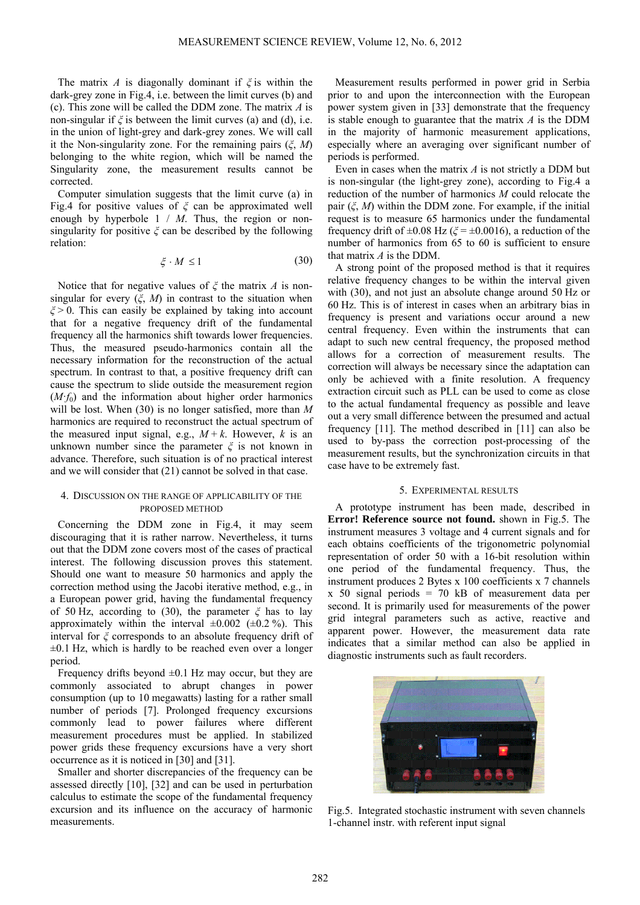The matrix $A$ is diagonally dominant if $\xi$ is within the dark-grey zone in Fig.4, i.e. between the limit curves (b) and (c). This zone will be called the DDM zone. The matrix $A$ is non-singular if $\xi$ is between the limit curves (a) and (d), i.e. in the union of light-grey and dark-grey zones. We will call it the Non-singularity zone. For the remaining pairs ($\xi$, $M$) belonging to the white region, which will be named the Singularity zone, the measurement results cannot be corrected.

Computer simulation suggests that the limit curve (a) in Fig.4 for positive values of $\xi$ can be approximated well enough by hyperbole $1 / M$. Thus, the region or non-singularity for positive $\xi$ can be described by the following relation:

$$\xi \cdot M \leq 1 \tag{30}$$

Notice that for negative values of $\xi$ the matrix $A$ is non-singular for every ($\xi$, $M$) in contrast to the situation when $\xi > 0$. This can easily be explained by taking into account that for a negative frequency drift of the fundamental frequency all the harmonics shift towards lower frequencies. Thus, the measured pseudo-harmonics contain all the necessary information for the reconstruction of the actual spectrum. In contrast to that, a positive frequency drift can cause the spectrum to slide outside the measurement region ($M \cdot f_0$) and the information about higher order harmonics will be lost. When (30) is no longer satisfied, more than $M$ harmonics are required to reconstruct the actual spectrum of the measured input signal, e.g., $M + k$. However, $k$ is an unknown number since the parameter $\xi$ is not known in advance. Therefore, such situation is of no practical interest and we will consider that (21) cannot be solved in that case.

## 4. Discussion on the range of applicability of the proposed method

Concerning the DDM zone in Fig.4, it may seem discouraging that it is rather narrow. Nevertheless, it turns out that the DDM zone covers most of the cases of practical interest. The following discussion proves this statement. Should one want to measure 50 harmonics and apply the correction method using the Jacobi iterative method, e.g., in a European power grid, having the fundamental frequency of 50 Hz, according to (30), the parameter $\xi$ has to lay approximately within the interval $\pm 0.002$ ($\pm 0.2$ %). This interval for $\xi$ corresponds to an absolute frequency drift of $\pm 0.1$ Hz, which is hardly to be reached even over a longer period.

Frequency drifts beyond $\pm 0.1$ Hz may occur, but they are commonly associated to abrupt changes in power consumption (up to 10 megawatts) lasting for a rather small number of periods [7]. Prolonged frequency excursions commonly lead to power failures where different measurement procedures must be applied. In stabilized power grids these frequency excursions have a very short occurrence as it is noticed in [30] and [31].

Smaller and shorter discrepancies of the frequency can be assessed directly [10], [32] and can be used in perturbation calculus to estimate the scope of the fundamental frequency excursion and its influence on the accuracy of harmonic measurements.

Measurement results performed in power grid in Serbia prior to and upon the interconnection with the European power system given in [33] demonstrate that the frequency is stable enough to guarantee that the matrix $A$ is the DDM in the majority of harmonic measurement applications, especially where an averaging over significant number of periods is performed.

Even in cases when the matrix $A$ is not strictly a DDM but is non-singular (the light-grey zone), according to Fig.4 a reduction of the number of harmonics $M$ could relocate the pair ($\xi$, $M$) within the DDM zone. For example, if the initial request is to measure 65 harmonics under the fundamental frequency drift of $\pm 0.08$ Hz ($\xi = \pm 0.0016$), a reduction of the number of harmonics from 65 to 60 is sufficient to ensure that matrix $A$ is the DDM.

A strong point of the proposed method is that it requires relative frequency changes to be within the interval given with (30), and not just an absolute change around 50 Hz or 60 Hz. This is of interest in cases when an arbitrary bias in frequency is present and variations occur around a new central frequency. Even within the instruments that can adapt to such new central frequency, the proposed method allows for a correction of measurement results. The correction will always be necessary since the adaptation can only be achieved with a finite resolution. A frequency extraction circuit such as PLL can be used to come as close to the actual fundamental frequency as possible and leave out a very small difference between the presumed and actual frequency [11]. The method described in [11] can also be used to by-pass the correction post-processing of the measurement results, but the synchronization circuits in that case have to be extremely fast.

## 5. Experimental results

A prototype instrument has been made, described in **Error! Reference source not found.** shown in Fig.5. The instrument measures 3 voltage and 4 current signals and for each obtains coefficients of the trigonometric polynomial representation of order 50 with a 16-bit resolution within one period of the fundamental frequency. Thus, the instrument produces 2 Bytes x 100 coefficients x 7 channels x 50 signal periods = 70 kB of measurement data per second. It is primarily used for measurements of the power grid integral parameters such as active, reactive and apparent power. However, the measurement data rate indicates that a similar method can also be applied in diagnostic instruments such as fault recorders.

Fig.5. Integrated stochastic instrument with seven channels 1-channel instr. with referent input signal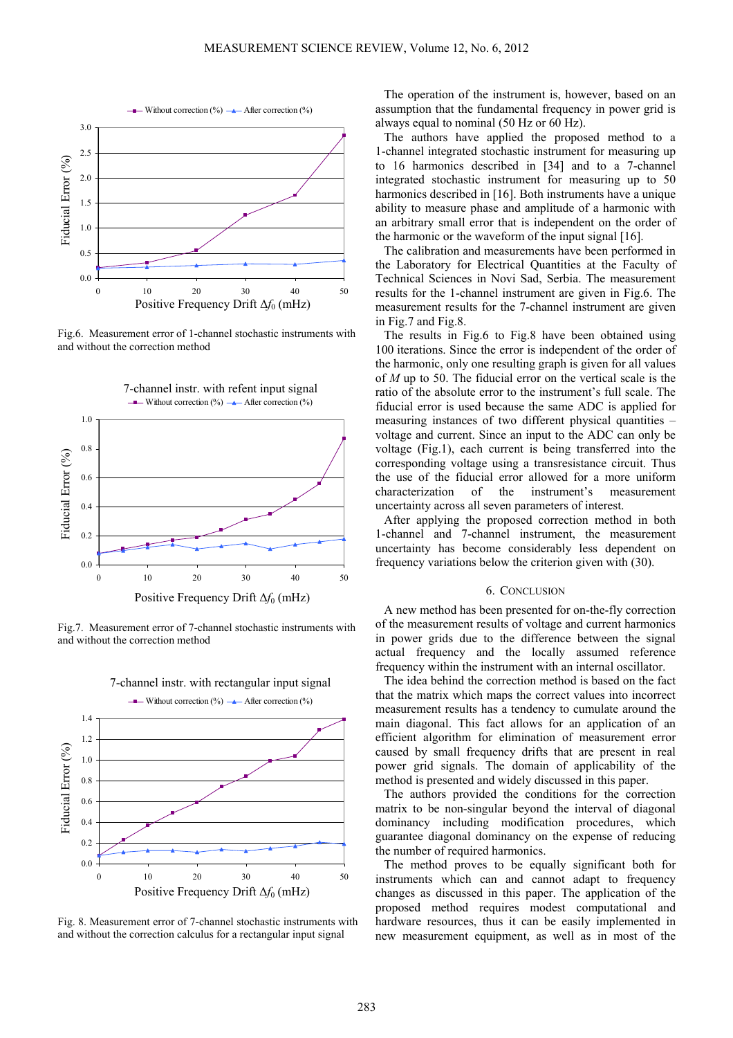Without correction (%) After correction (%)

Fiducial Error (%)

3.0
2.5
2.0
1.5
1.0
0.5
0.0

0 10 20 30 40 50

Positive Frequency Drift $\Delta f_0$ (mHz)

Fig.6. Measurement error of 1-channel stochastic instruments with and without the correction method

7-channel instr. with refent input signal

Without correction (%) After correction (%)

Fiducial Error (%)

1.0
0.8
0.6
0.4
0.2
0.0

0 10 20 30 40 50

Positive Frequency Drift $\Delta f_0$ (mHz)

Fig.7. Measurement error of 7-channel stochastic instruments with and without the correction method

7-channel instr. with rectangular input signal

Without correction (%) After correction (%)

Fiducial Error (%)

1.4
1.2
1.0
0.8
0.6
0.4
0.2
0.0

0 10 20 30 40 50

Positive Frequency Drift $\Delta f_0$ (mHz)

Fig. 8. Measurement error of 7-channel stochastic instruments with and without the correction calculus for a rectangular input signal

The operation of the instrument is, however, based on an assumption that the fundamental frequency in power grid is always equal to nominal (50 Hz or 60 Hz).

The authors have applied the proposed method to a 1-channel integrated stochastic instrument for measuring up to 16 harmonics described in [34] and to a 7-channel integrated stochastic instrument for measuring up to 50 harmonics described in [16]. Both instruments have a unique ability to measure phase and amplitude of a harmonic with an arbitrary small error that is independent on the order of the harmonic or the waveform of the input signal [16].

The calibration and measurements have been performed in the Laboratory for Electrical Quantities at the Faculty of Technical Sciences in Novi Sad, Serbia. The measurement results for the 1-channel instrument are given in Fig.6. The measurement results for the 7-channel instrument are given in Fig.7 and Fig.8.

The results in Fig.6 to Fig.8 have been obtained using 100 iterations. Since the error is independent of the order of the harmonic, only one resulting graph is given for all values of $M$ up to 50. The fiducial error on the vertical scale is the ratio of the absolute error to the instrument's full scale. The fiducial error is used because the same ADC is applied for measuring instances of two different physical quantities – voltage and current. Since an input to the ADC can only be voltage (Fig.1), each current is being transferred into the corresponding voltage using a transresistance circuit. Thus the use of the fiducial error allowed for a more uniform characterization of the instrument's measurement uncertainty across all seven parameters of interest.

After applying the proposed correction method in both 1-channel and 7-channel instrument, the measurement uncertainty has become considerably less dependent on frequency variations below the criterion given with (30).

## 6. Conclusion

A new method has been presented for on-the-fly correction of the measurement results of voltage and current harmonics in power grids due to the difference between the signal actual frequency and the locally assumed reference frequency within the instrument with an internal oscillator.

The idea behind the correction method is based on the fact that the matrix which maps the correct values into incorrect measurement results has a tendency to cumulate around the main diagonal. This fact allows for an application of an efficient algorithm for elimination of measurement error caused by small frequency drifts that are present in real power grid signals. The domain of applicability of the method is presented and widely discussed in this paper.

The authors provided the conditions for the correction matrix to be non-singular beyond the interval of diagonal dominancy including modification procedures, which guarantee diagonal dominancy on the expense of reducing the number of required harmonics.

The method proves to be equally significant both for instruments which can and cannot adapt to frequency changes as discussed in this paper. The application of the proposed method requires modest computational and hardware resources, thus it can be easily implemented in new measurement equipment, as well as in most of the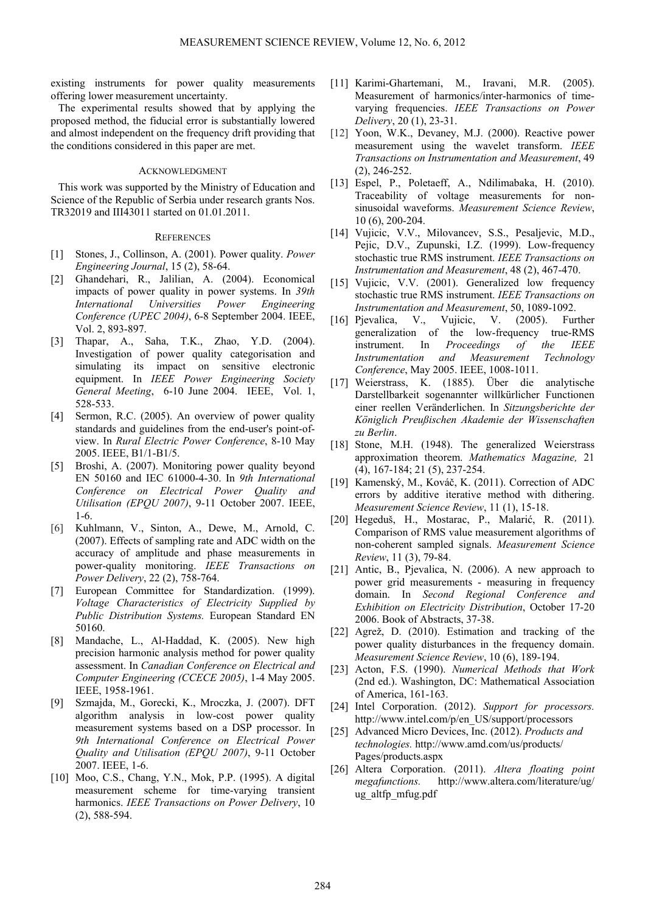existing instruments for power quality measurements offering lower measurement uncertainty.

The experimental results showed that by applying the proposed method, the fiducial error is substantially lowered and almost independent on the frequency drift providing that the conditions considered in this paper are met.

## ACKNOWLEDGMENT

This work was supported by the Ministry of Education and Science of the Republic of Serbia under research grants Nos. TR32019 and III43011 started on 01.01.2011.

## REFERENCES

[1] Stones, J., Collinson, A. (2001). Power quality. *Power Engineering Journal*, 15 (2), 58-64.

[2] Ghandehari, R., Jalilian, A. (2004). Economical impacts of power quality in power systems. In *39th International Universities Power Engineering Conference (UPEC 2004)*, 6-8 September 2004. IEEE, Vol. 2, 893-897.

[3] Thapar, A., Saha, T.K., Zhao, Y.D. (2004). Investigation of power quality categorisation and simulating its impact on sensitive electronic equipment. In *IEEE Power Engineering Society General Meeting*, 6-10 June 2004. IEEE, Vol. 1, 528-533.

[4] Sermon, R.C. (2005). An overview of power quality standards and guidelines from the end-user's point-of-view. In *Rural Electric Power Conference*, 8-10 May 2005. IEEE, B1/1-B1/5.

[5] Broshi, A. (2007). Monitoring power quality beyond EN 50160 and IEC 61000-4-30. In *9th International Conference on Electrical Power Quality and Utilisation (EPQU 2007)*, 9-11 October 2007. IEEE, 1-6.

[6] Kuhlmann, V., Sinton, A., Dewe, M., Arnold, C. (2007). Effects of sampling rate and ADC width on the accuracy of amplitude and phase measurements in power-quality monitoring. *IEEE Transactions on Power Delivery*, 22 (2), 758-764.

[7] European Committee for Standardization. (1999). *Voltage Characteristics of Electricity Supplied by Public Distribution Systems.* European Standard EN 50160.

[8] Mandache, L., Al-Haddad, K. (2005). New high precision harmonic analysis method for power quality assessment. In *Canadian Conference on Electrical and Computer Engineering (CCECE 2005)*, 1-4 May 2005. IEEE, 1958-1961.

[9] Szmajda, M., Gorecki, K., Mroczka, J. (2007). DFT algorithm analysis in low-cost power quality measurement systems based on a DSP processor. In *9th International Conference on Electrical Power Quality and Utilisation (EPQU 2007)*, 9-11 October 2007. IEEE, 1-6.

[10] Moo, C.S., Chang, Y.N., Mok, P.P. (1995). A digital measurement scheme for time-varying transient harmonics. *IEEE Transactions on Power Delivery*, 10 (2), 588-594.

[11] Karimi-Ghartemani, M., Iravani, M.R. (2005). Measurement of harmonics/inter-harmonics of time-varying frequencies. *IEEE Transactions on Power Delivery*, 20 (1), 23-31.

[12] Yoon, W.K., Devaney, M.J. (2000). Reactive power measurement using the wavelet transform. *IEEE Transactions on Instrumentation and Measurement*, 49 (2), 246-252.

[13] Espel, P., Poletaeff, A., Ndilimabaka, H. (2010). Traceability of voltage measurements for non-sinusoidal waveforms. *Measurement Science Review*, 10 (6), 200-204.

[14] Vujicic, V.V., Milovancev, S.S., Pesaljevic, M.D., Pejic, D.V., Zupunski, I.Z. (1999). Low-frequency stochastic true RMS instrument. *IEEE Transactions on Instrumentation and Measurement*, 48 (2), 467-470.

[15] Vujicic, V.V. (2001). Generalized low frequency stochastic true RMS instrument. *IEEE Transactions on Instrumentation and Measurement*, 50, 1089-1092.

[16] Pjevalica, V., Vujicic, V. (2005). Further generalization of the low-frequency true-RMS instrument. In *Proceedings of the IEEE Instrumentation and Measurement Technology Conference*, May 2005. IEEE, 1008-1011.

[17] Weierstrass, K. (1885). Über die analytische Darstellbarkeit sogenannter willkürlicher Functionen einer reellen Veränderlichen. In *Sitzungsberichte der Königlich Preußischen Akademie der Wissenschaften zu Berlin*.

[18] Stone, M.H. (1948). The generalized Weierstrass approximation theorem. *Mathematics Magazine,* 21 (4), 167-184; 21 (5), 237-254.

[19] Kamenský, M., Kováč, K. (2011). Correction of ADC errors by additive iterative method with dithering. *Measurement Science Review*, 11 (1), 15-18.

[20] Hegeduš, H., Mostarac, P., Malarić, R. (2011). Comparison of RMS value measurement algorithms of non-coherent sampled signals. *Measurement Science Review*, 11 (3), 79-84.

[21] Antic, B., Pjevalica, N. (2006). A new approach to power grid measurements - measuring in frequency domain. In *Second Regional Conference and Exhibition on Electricity Distribution*, October 17-20 2006. Book of Abstracts, 37-38.

[22] Agrež, D. (2010). Estimation and tracking of the power quality disturbances in the frequency domain. *Measurement Science Review*, 10 (6), 189-194.

[23] Acton, F.S. (1990). *Numerical Methods that Work* (2nd ed.). Washington, DC: Mathematical Association of America, 161-163.

[24] Intel Corporation. (2012). *Support for processors.* http://www.intel.com/p/en_US/support/processors

[25] Advanced Micro Devices, Inc. (2012). *Products and technologies.* http://www.amd.com/us/products/Pages/products.aspx

[26] Altera Corporation. (2011). *Altera floating point megafunctions.* http://www.altera.com/literature/ug/ug_altfp_mfug.pdf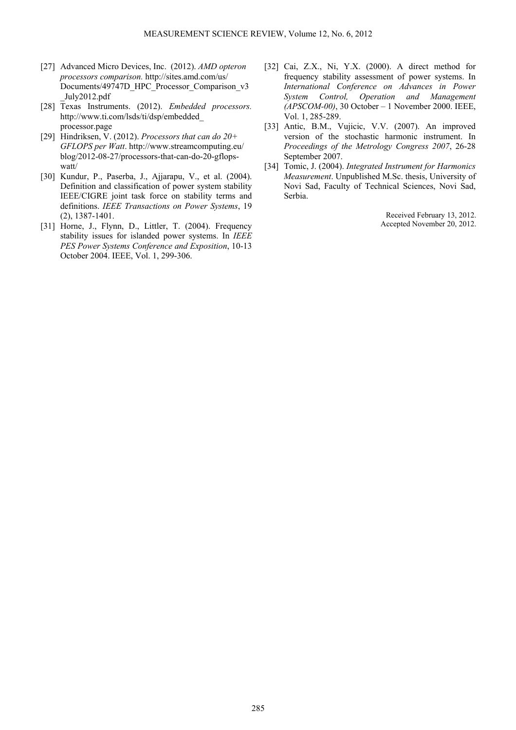[27] Advanced Micro Devices, Inc. (2012). *AMD opteron processors comparison.* http://sites.amd.com/us/Documents/49747D_HPC_Processor_Comparison_v3_July2012.pdf

[28] Texas Instruments. (2012). *Embedded processors.* http://www.ti.com/lsds/ti/dsp/embedded_processor.page

[29] Hindriksen, V. (2012). *Processors that can do 20+ GFLOPS per Watt*. http://www.streamcomputing.eu/blog/2012-08-27/processors-that-can-do-20-gflops-watt/

[30] Kundur, P., Paserba, J., Ajjarapu, V., et al. (2004). Definition and classification of power system stability IEEE/CIGRE joint task force on stability terms and definitions. *IEEE Transactions on Power Systems*, 19 (2), 1387-1401.

[31] Horne, J., Flynn, D., Littler, T. (2004). Frequency stability issues for islanded power systems. In *IEEE PES Power Systems Conference and Exposition*, 10-13 October 2004. IEEE, Vol. 1, 299-306.

[32] Cai, Z.X., Ni, Y.X. (2000). A direct method for frequency stability assessment of power systems. In *International Conference on Advances in Power System Control, Operation and Management (APSCOM-00)*, 30 October – 1 November 2000. IEEE, Vol. 1, 285-289.

[33] Antic, B.M., Vujicic, V.V. (2007). An improved version of the stochastic harmonic instrument. In *Proceedings of the Metrology Congress 2007*, 26-28 September 2007.

[34] Tomic, J. (2004). *Integrated Instrument for Harmonics Measurement*. Unpublished M.Sc. thesis, University of Novi Sad, Faculty of Technical Sciences, Novi Sad, Serbia.

Received February 13, 2012.
Accepted November 20, 2012.